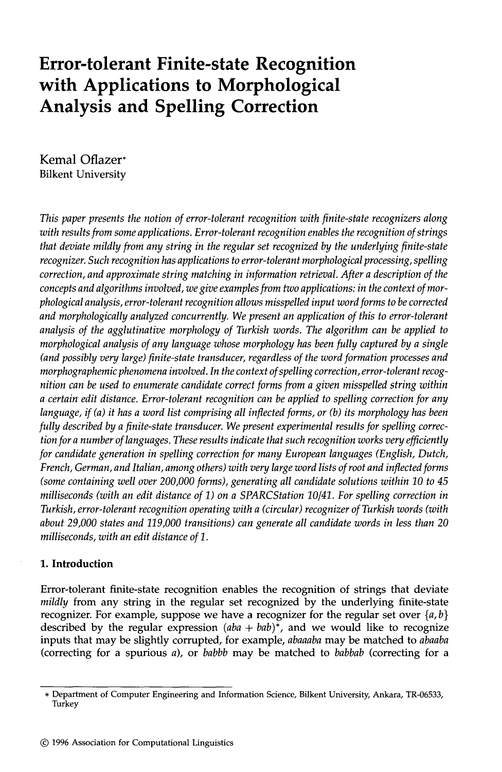# Error-tolerant Finite-state Recognition with Applications to Morphological Analysis and Spelling Correction

Kemal Oflazer*
Bilkent University

*This paper presents the notion of error-tolerant recognition with finite-state recognizers along with results from some applications. Error-tolerant recognition enables the recognition of strings that deviate mildly from any string in the regular set recognized by the underlying finite-state recognizer. Such recognition has applications to error-tolerant morphological processing, spelling correction, and approximate string matching in information retrieval. After a description of the concepts and algorithms involved, we give examples from two applications: in the context of morphological analysis, error-tolerant recognition allows misspelled input word forms to be corrected and morphologically analyzed concurrently. We present an application of this to error-tolerant analysis of the agglutinative morphology of Turkish words. The algorithm can be applied to morphological analysis of any language whose morphology has been fully captured by a single (and possibly very large) finite-state transducer, regardless of the word formation processes and morphographemic phenomena involved. In the context of spelling correction, error-tolerant recognition can be used to enumerate candidate correct forms from a given misspelled string within a certain edit distance. Error-tolerant recognition can be applied to spelling correction for any language, if (a) it has a word list comprising all inflected forms, or (b) its morphology has been fully described by a finite-state transducer. We present experimental results for spelling correction for a number of languages. These results indicate that such recognition works very efficiently for candidate generation in spelling correction for many European languages (English, Dutch, French, German, and Italian, among others) with very large word lists of root and inflected forms (some containing well over 200,000 forms), generating all candidate solutions within 10 to 45 milliseconds (with an edit distance of 1) on a SPARCStation 10/41. For spelling correction in Turkish, error-tolerant recognition operating with a (circular) recognizer of Turkish words (with about 29,000 states and 119,000 transitions) can generate all candidate words in less than 20 milliseconds, with an edit distance of 1.*

## 1. Introduction

Error-tolerant finite-state recognition enables the recognition of strings that deviate *mildly* from any string in the regular set recognized by the underlying finite-state recognizer. For example, suppose we have a recognizer for the regular set over $\{a, b\}$ described by the regular expression $(aba + bab)^*$, and we would like to recognize inputs that may be slightly corrupted, for example, *abaaaba* may be matched to *abaaba* (correcting for a spurious *a*), or *babbb* may be matched to *babbab* (correcting for a

* Department of Computer Engineering and Information Science, Bilkent University, Ankara, TR-06533, Turkey

© 1996 Association for Computational Linguistics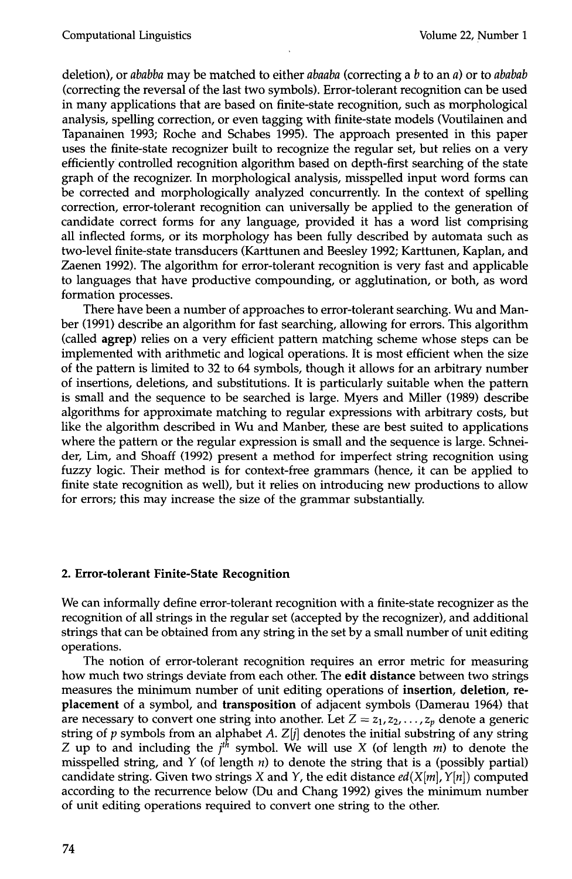deletion), or *ababba* may be matched to either *abaaba* (correcting a *b* to an *a*) or to *ababab* (correcting the reversal of the last two symbols). Error-tolerant recognition can be used in many applications that are based on finite-state recognition, such as morphological analysis, spelling correction, or even tagging with finite-state models (Voutilainen and Tapanainen 1993; Roche and Schabes 1995). The approach presented in this paper uses the finite-state recognizer built to recognize the regular set, but relies on a very efficiently controlled recognition algorithm based on depth-first searching of the state graph of the recognizer. In morphological analysis, misspelled input word forms can be corrected and morphologically analyzed concurrently. In the context of spelling correction, error-tolerant recognition can universally be applied to the generation of candidate correct forms for any language, provided it has a word list comprising all inflected forms, or its morphology has been fully described by automata such as two-level finite-state transducers (Karttunen and Beesley 1992; Karttunen, Kaplan, and Zaenen 1992). The algorithm for error-tolerant recognition is very fast and applicable to languages that have productive compounding, or agglutination, or both, as word formation processes.

There have been a number of approaches to error-tolerant searching. Wu and Manber (1991) describe an algorithm for fast searching, allowing for errors. This algorithm (called **agrep**) relies on a very efficient pattern matching scheme whose steps can be implemented with arithmetic and logical operations. It is most efficient when the size of the pattern is limited to 32 to 64 symbols, though it allows for an arbitrary number of insertions, deletions, and substitutions. It is particularly suitable when the pattern is small and the sequence to be searched is large. Myers and Miller (1989) describe algorithms for approximate matching to regular expressions with arbitrary costs, but like the algorithm described in Wu and Manber, these are best suited to applications where the pattern or the regular expression is small and the sequence is large. Schneider, Lim, and Shoaff (1992) present a method for imperfect string recognition using fuzzy logic. Their method is for context-free grammars (hence, it can be applied to finite state recognition as well), but it relies on introducing new productions to allow for errors; this may increase the size of the grammar substantially.

## 2. Error-tolerant Finite-State Recognition

We can informally define error-tolerant recognition with a finite-state recognizer as the recognition of all strings in the regular set (accepted by the recognizer), and additional strings that can be obtained from any string in the set by a small number of unit editing operations.

The notion of error-tolerant recognition requires an error metric for measuring how much two strings deviate from each other. The **edit distance** between two strings measures the minimum number of unit editing operations of **insertion**, **deletion**, **replacement** of a symbol, and **transposition** of adjacent symbols (Damerau 1964) that are necessary to convert one string into another. Let $Z = z_1, z_2, \ldots, z_p$ denote a generic string of $p$ symbols from an alphabet $A$. $Z[j]$ denotes the initial substring of any string $Z$ up to and including the $j^{th}$ symbol. We will use $X$ (of length $m$) to denote the misspelled string, and $Y$ (of length $n$) to denote the string that is a (possibly partial) candidate string. Given two strings $X$ and $Y$, the edit distance $ed(X[m], Y[n])$ computed according to the recurrence below (Du and Chang 1992) gives the minimum number of unit editing operations required to convert one string to the other.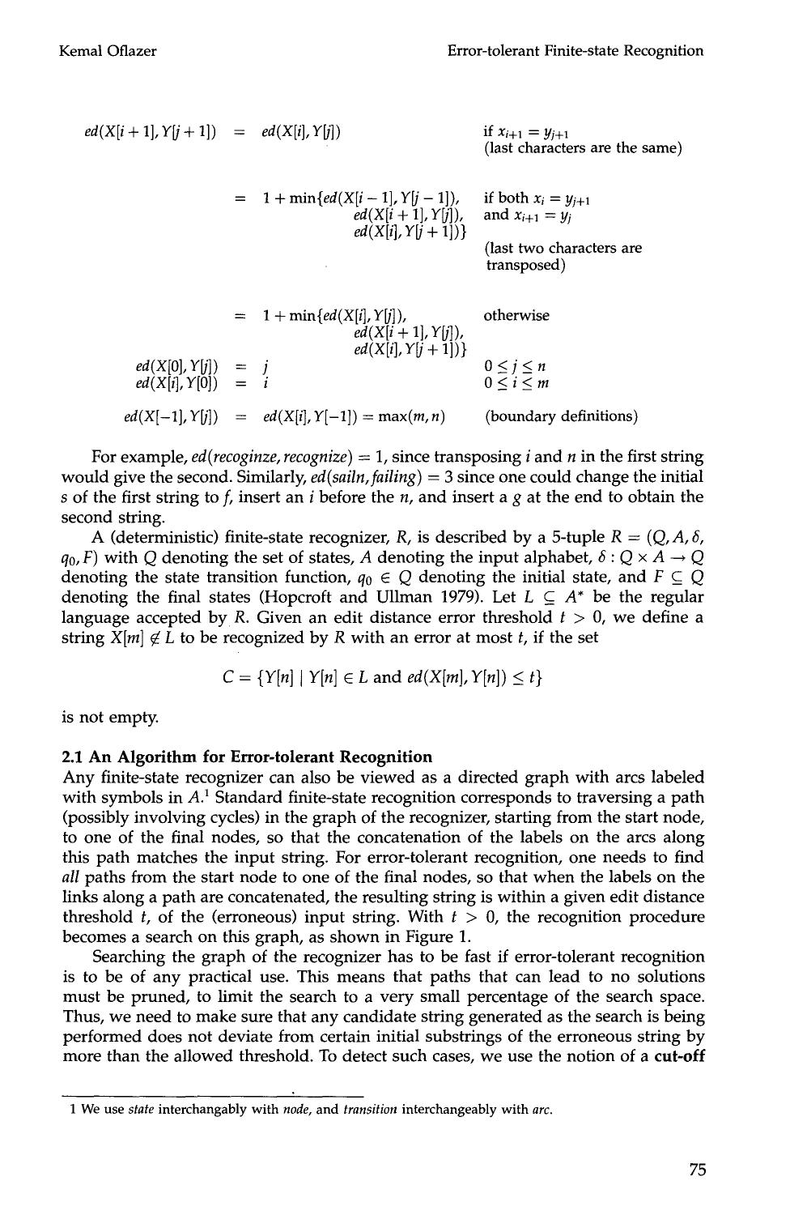$$
\begin{aligned}
ed(X[i+1], Y[j+1]) &= ed(X[i], Y[j]) && \text{if } x_{i+1} = y_{j+1} \\
& && \text{(last characters are the same)} \\
&= 1 + \min\{ed(X[i-1], Y[j-1]), && \text{if both } x_i = y_{j+1} \\
&\qquad ed(X[i+1], Y[j]), && \text{and } x_{i+1} = y_j \\
&\qquad ed(X[i], Y[j+1])\} && \\
& && \text{(last two characters are} \\
& && \text{transposed)} \\
&= 1 + \min\{ed(X[i], Y[j]), && \text{otherwise} \\
&\qquad ed(X[i+1], Y[j]), && \\
&\qquad ed(X[i], Y[j+1])\} && \\
ed(X[0], Y[j]) &= j && 0 \leq j \leq n \\
ed(X[i], Y[0]) &= i && 0 \leq i \leq m \\
ed(X[-1], Y[j]) &= ed(X[i], Y[-1]) = \max(m, n) && \text{(boundary definitions)}
\end{aligned}
$$

For example, *ed*(*recoginze*, *recognize*) = 1, since transposing *i* and *n* in the first string would give the second. Similarly, *ed*(*sailn*, *failing*) = 3 since one could change the initial *s* of the first string to *f*, insert an *i* before the *n*, and insert a *g* at the end to obtain the second string.

A (deterministic) finite-state recognizer, $R$, is described by a 5-tuple $R = (Q, A, \delta, q_0, F)$ with $Q$ denoting the set of states, $A$ denoting the input alphabet, $\delta : Q \times A \rightarrow Q$ denoting the state transition function, $q_0 \in Q$ denoting the initial state, and $F \subseteq Q$ denoting the final states (Hopcroft and Ullman 1979). Let $L \subseteq A^*$ be the regular language accepted by $R$. Given an edit distance error threshold $t > 0$, we define a string $X[m] \notin L$ to be recognized by $R$ with an error at most $t$, if the set

$$C = \{Y[n] \mid Y[n] \in L \text{ and } ed(X[m], Y[n]) \leq t\}$$

is not empty.

### 2.1 An Algorithm for Error-tolerant Recognition

Any finite-state recognizer can also be viewed as a directed graph with arcs labeled with symbols in $A$.[1] Standard finite-state recognition corresponds to traversing a path (possibly involving cycles) in the graph of the recognizer, starting from the start node, to one of the final nodes, so that the concatenation of the labels on the arcs along this path matches the input string. For error-tolerant recognition, one needs to find *all* paths from the start node to one of the final nodes, so that when the labels on the links along a path are concatenated, the resulting string is within a given edit distance threshold $t$, of the (erroneous) input string. With $t > 0$, the recognition procedure becomes a search on this graph, as shown in Figure 1.

Searching the graph of the recognizer has to be fast if error-tolerant recognition is to be of any practical use. This means that paths that can lead to no solutions must be pruned, to limit the search to a very small percentage of the search space. Thus, we need to make sure that any candidate string generated as the search is being performed does not deviate from certain initial substrings of the erroneous string by more than the allowed threshold. To detect such cases, we use the notion of a **cut-off**

---

1 We use *state* interchangably with *node*, and *transition* interchangeably with *arc*.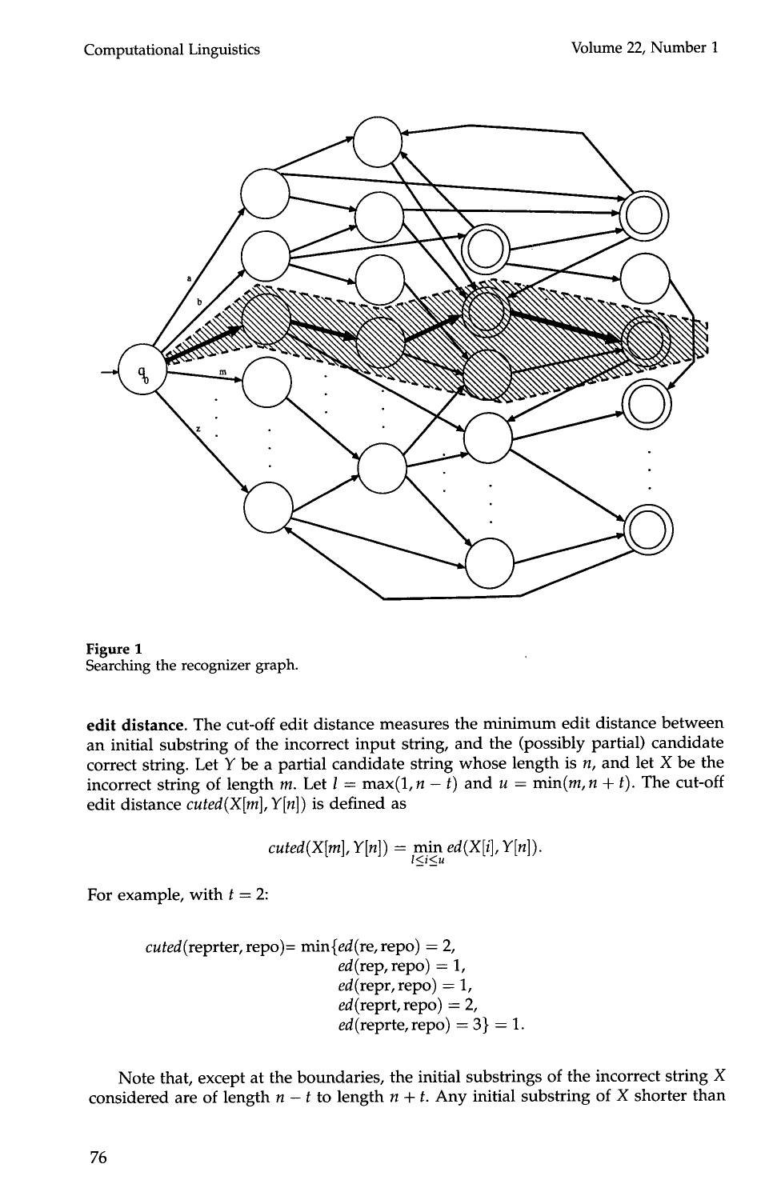**Figure 1**
Searching the recognizer graph.

**edit distance**. The cut-off edit distance measures the minimum edit distance between an initial substring of the incorrect input string, and the (possibly partial) candidate correct string. Let $Y$ be a partial candidate string whose length is $n$, and let $X$ be the incorrect string of length $m$. Let $l = \max(1, n - t)$ and $u = \min(m, n + t)$. The cut-off edit distance $cuted(X[m], Y[n])$ is defined as

$$cuted(X[m], Y[n]) = \min_{l \leq i \leq u} ed(X[i], Y[n]).$$

For example, with $t = 2$:

$$\begin{aligned} cuted(\text{reprter}, \text{repo}) = \min\{ & ed(\text{re}, \text{repo}) = 2, \\ & ed(\text{rep}, \text{repo}) = 1, \\ & ed(\text{repr}, \text{repo}) = 1, \\ & ed(\text{reprt}, \text{repo}) = 2, \\ & ed(\text{reprte}, \text{repo}) = 3\} = 1. \end{aligned}$$

Note that, except at the boundaries, the initial substrings of the incorrect string $X$ considered are of length $n - t$ to length $n + t$. Any initial substring of $X$ shorter than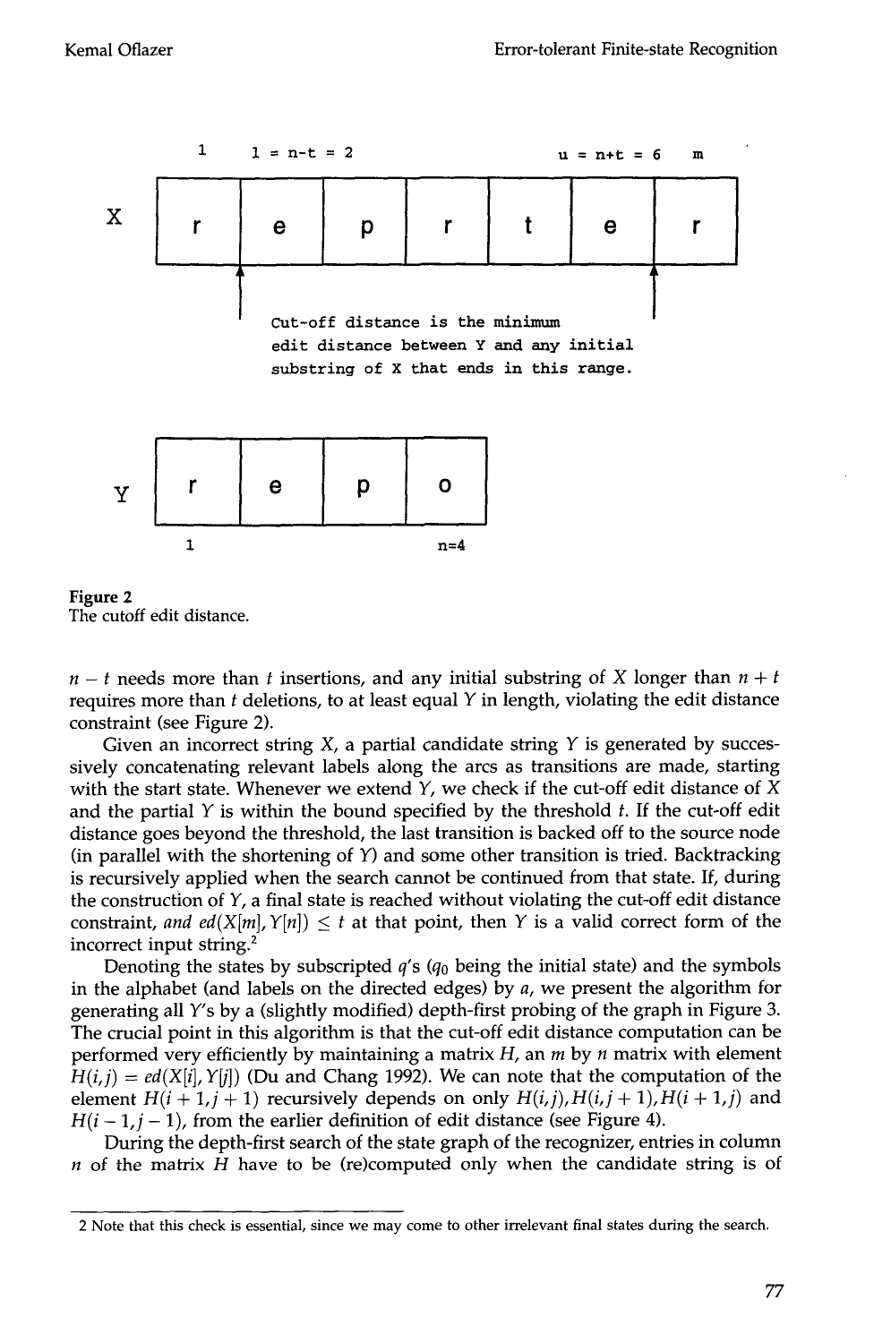1 l = n-t = 2 u = n+t = 6 m

X: | r | e | p | r | t | e | r |

Cut-off distance is the minimum edit distance between Y and any initial substring of X that ends in this range.

Y: | r | e | p | o |

1 n=4

**Figure 2**
The cutoff edit distance.

$n - t$ needs more than $t$ insertions, and any initial substring of $X$ longer than $n + t$ requires more than $t$ deletions, to at least equal $Y$ in length, violating the edit distance constraint (see Figure 2).

Given an incorrect string $X$, a partial candidate string $Y$ is generated by successively concatenating relevant labels along the arcs as transitions are made, starting with the start state. Whenever we extend $Y$, we check if the cut-off edit distance of $X$ and the partial $Y$ is within the bound specified by the threshold $t$. If the cut-off edit distance goes beyond the threshold, the last transition is backed off to the source node (in parallel with the shortening of $Y$) and some other transition is tried. Backtracking is recursively applied when the search cannot be continued from that state. If, during the construction of $Y$, a final state is reached without violating the cut-off edit distance constraint, *and* $ed(X[m], Y[n]) \leq t$ at that point, then $Y$ is a valid correct form of the incorrect input string.[2]

Denoting the states by subscripted $q$'s ($q_0$ being the initial state) and the symbols in the alphabet (and labels on the directed edges) by $a$, we present the algorithm for generating all $Y$'s by a (slightly modified) depth-first probing of the graph in Figure 3. The crucial point in this algorithm is that the cut-off edit distance computation can be performed very efficiently by maintaining a matrix $H$, an $m$ by $n$ matrix with element $H(i,j) = ed(X[i], Y[j])$ (Du and Chang 1992). We can note that the computation of the element $H(i+1, j+1)$ recursively depends on only $H(i,j), H(i,j+1), H(i+1,j)$ and $H(i-1,j-1)$, from the earlier definition of edit distance (see Figure 4).

During the depth-first search of the state graph of the recognizer, entries in column $n$ of the matrix $H$ have to be (re)computed only when the candidate string is of

---

2 Note that this check is essential, since we may come to other irrelevant final states during the search.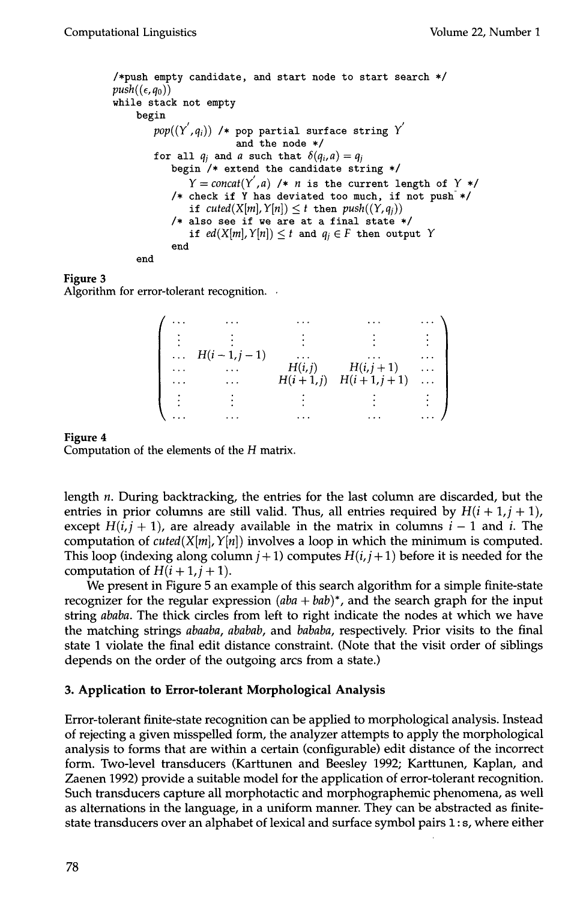```
/*push empty candidate, and start node to start search */
push((ε, q0))
while stack not empty
    begin
       pop((Y', qi)) /* pop partial surface string Y'
                        and the node */
       for all qj and a such that δ(qi, a) = qj
          begin /* extend the candidate string */
             Y = concat(Y', a) /* n is the current length of Y */
          /* check if Y has deviated too much, if not push */
             if cuted(X[m], Y[n]) ≤ t then push((Y, qj))
          /* also see if we are at a final state */
             if ed(X[m], Y[n]) ≤ t and qj ∈ F then output Y
          end
    end
```

**Figure 3**
Algorithm for error-tolerant recognition.

$$
\begin{pmatrix}
\cdots & \cdots & \cdots & \cdots & \cdots \\
\vdots & \vdots & \vdots & \vdots & \vdots \\
\cdots & H(i-1,j-1) & \cdots & \cdots & \cdots \\
\cdots & \cdots & H(i,j) & H(i,j+1) & \cdots \\
\cdots & \cdots & H(i+1,j) & H(i+1,j+1) & \cdots \\
\vdots & \vdots & \vdots & \vdots & \vdots \\
\cdots & \cdots & \cdots & \cdots & \cdots
\end{pmatrix}
$$

**Figure 4**
Computation of the elements of the $H$ matrix.

length $n$. During backtracking, the entries for the last column are discarded, but the entries in prior columns are still valid. Thus, all entries required by $H(i+1, j+1)$, except $H(i, j+1)$, are already available in the matrix in columns $i-1$ and $i$. The computation of $cuted(X[m], Y[n])$ involves a loop in which the minimum is computed. This loop (indexing along column $j+1$) computes $H(i, j+1)$ before it is needed for the computation of $H(i+1, j+1)$.

We present in Figure 5 an example of this search algorithm for a simple finite-state recognizer for the regular expression $(aba + bab)^*$, and the search graph for the input string *ababa*. The thick circles from left to right indicate the nodes at which we have the matching strings *abaaba*, *ababab*, and *bababa*, respectively. Prior visits to the final state 1 violate the final edit distance constraint. (Note that the visit order of siblings depends on the order of the outgoing arcs from a state.)

## 3. Application to Error-tolerant Morphological Analysis

Error-tolerant finite-state recognition can be applied to morphological analysis. Instead of rejecting a given misspelled form, the analyzer attempts to apply the morphological analysis to forms that are within a certain (configurable) edit distance of the incorrect form. Two-level transducers (Karttunen and Beesley 1992; Karttunen, Kaplan, and Zaenen 1992) provide a suitable model for the application of error-tolerant recognition. Such transducers capture all morphotactic and morphographemic phenomena, as well as alternations in the language, in a uniform manner. They can be abstracted as finite-state transducers over an alphabet of lexical and surface symbol pairs l : s, where either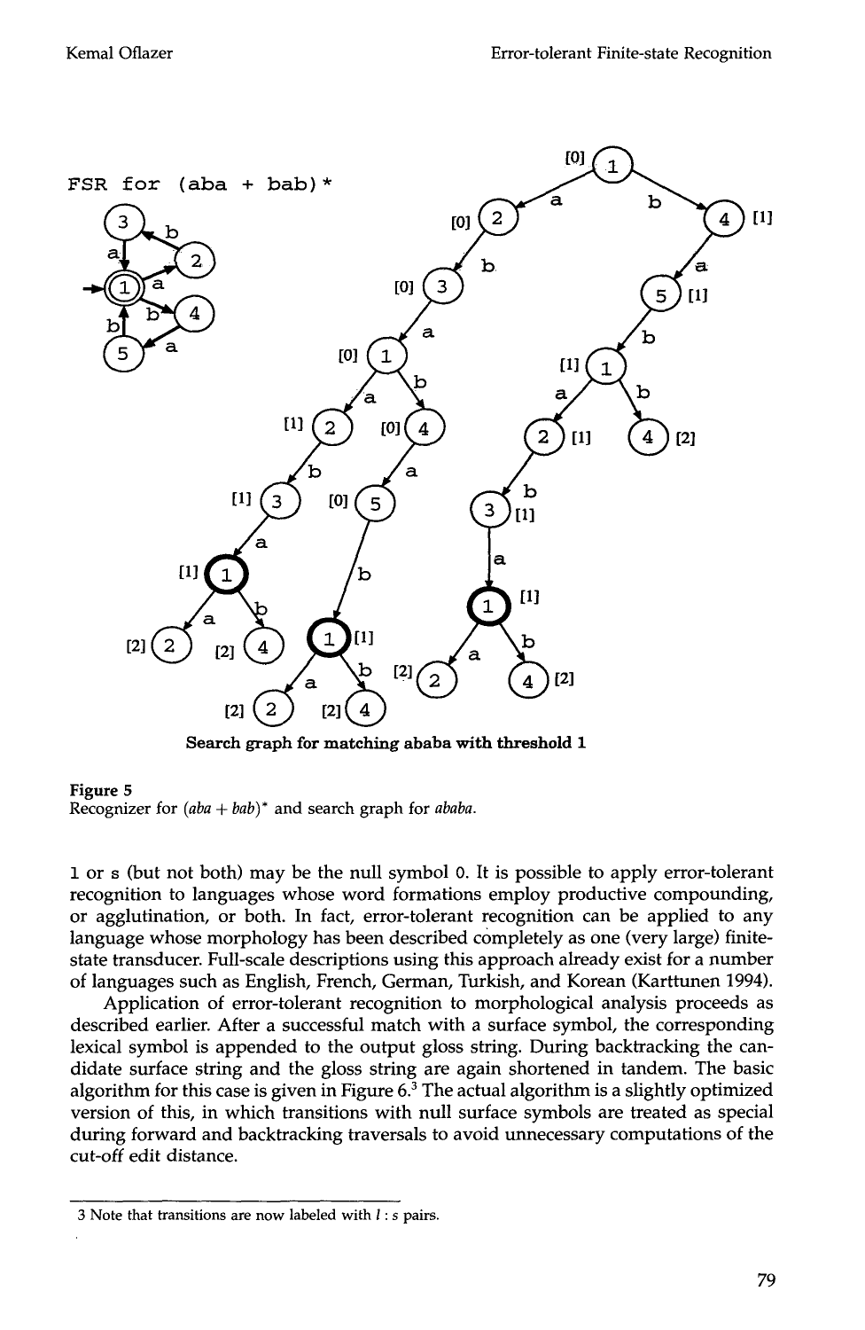Figure 5
Recognizer for $(aba + bab)^*$ and search graph for *ababa*.

l or s (but not both) may be the null symbol 0. It is possible to apply error-tolerant recognition to languages whose word formations employ productive compounding, or agglutination, or both. In fact, error-tolerant recognition can be applied to any language whose morphology has been described completely as one (very large) finite-state transducer. Full-scale descriptions using this approach already exist for a number of languages such as English, French, German, Turkish, and Korean (Karttunen 1994).

Application of error-tolerant recognition to morphological analysis proceeds as described earlier. After a successful match with a surface symbol, the corresponding lexical symbol is appended to the output gloss string. During backtracking the candidate surface string and the gloss string are again shortened in tandem. The basic algorithm for this case is given in Figure 6.[3] The actual algorithm is a slightly optimized version of this, in which transitions with null surface symbols are treated as special during forward and backtracking traversals to avoid unnecessary computations of the cut-off edit distance.

[3] Note that transitions are now labeled with $l : s$ pairs.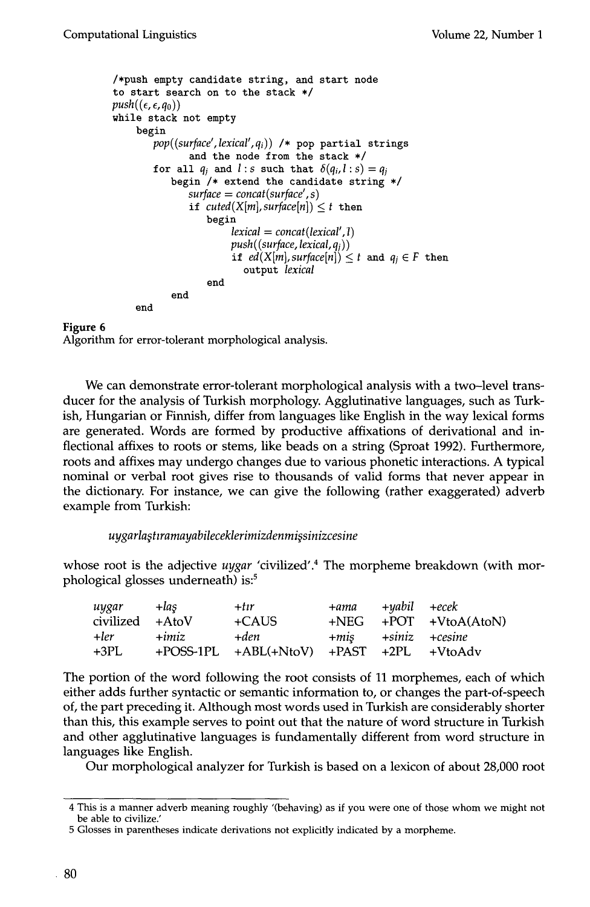```
/*push empty candidate string, and start node
to start search on to the stack */
push((ε, ε, q0))
while stack not empty
    begin
        pop((surface', lexical', qi)) /* pop partial strings
                and the node from the stack */
        for all qj and l : s such that δ(qi, l : s) = qj
            begin /* extend the candidate string */
                surface = concat(surface', s)
                if cuted(X[m], surface[n]) ≤ t then
                    begin
                        lexical = concat(lexical', l)
                        push((surface, lexical, qj))
                        if ed(X[m], surface[n]) ≤ t and qj ∈ F then
                            output lexical
                    end
            end
    end
```

**Figure 6**
Algorithm for error-tolerant morphological analysis.

We can demonstrate error-tolerant morphological analysis with a two-level transducer for the analysis of Turkish morphology. Agglutinative languages, such as Turkish, Hungarian or Finnish, differ from languages like English in the way lexical forms are generated. Words are formed by productive affixations of derivational and inflectional affixes to roots or stems, like beads on a string (Sproat 1992). Furthermore, roots and affixes may undergo changes due to various phonetic interactions. A typical nominal or verbal root gives rise to thousands of valid forms that never appear in the dictionary. For instance, we can give the following (rather exaggerated) adverb example from Turkish:

*uygarlaştıramayabileceklerimizdenmişsinizcesine*

whose root is the adjective *uygar* 'civilized'.[4] The morpheme breakdown (with morphological glosses underneath) is:[5]

| *uygar* | *+laş* | *+tır* | *+ama* | *+yabil* | *+ecek* |
|---|---|---|---|---|---|
| civilized | +AtoV | +CAUS | +NEG | +POT | +VtoA(AtoN) |
| *+ler* | *+imiz* | *+den* | *+miş* | *+siniz* | *+cesine* |
| +3PL | +POSS-1PL | +ABL(+NtoV) | +PAST | +2PL | +VtoAdv |

The portion of the word following the root consists of 11 morphemes, each of which either adds further syntactic or semantic information to, or changes the part-of-speech of, the part preceding it. Although most words used in Turkish are considerably shorter than this, this example serves to point out that the nature of word structure in Turkish and other agglutinative languages is fundamentally different from word structure in languages like English.

Our morphological analyzer for Turkish is based on a lexicon of about 28,000 root

---

4 This is a manner adverb meaning roughly '(behaving) as if you were one of those whom we might not be able to civilize.'

5 Glosses in parentheses indicate derivations not explicitly indicated by a morpheme.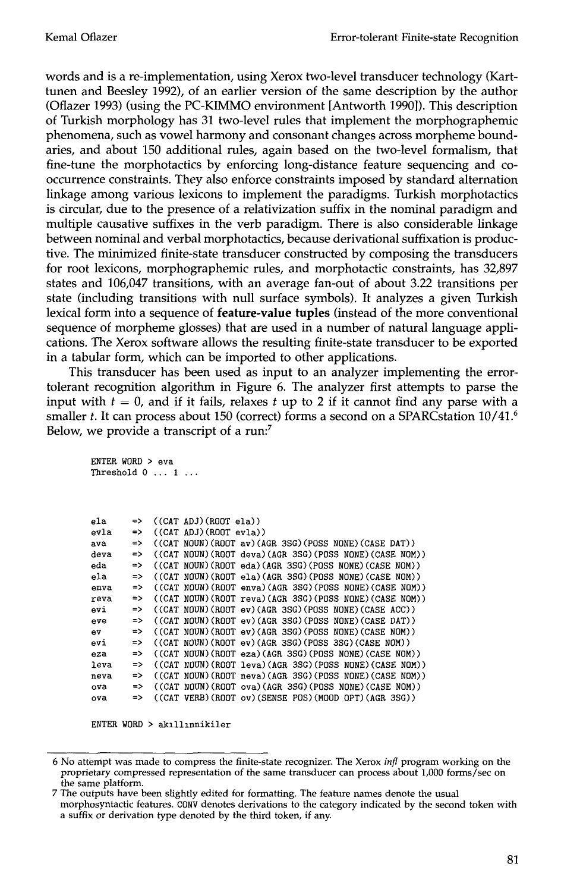words and is a re-implementation, using Xerox two-level transducer technology (Karttunen and Beesley 1992), of an earlier version of the same description by the author (Oflazer 1993) (using the PC-KIMMO environment [Antworth 1990]). This description of Turkish morphology has 31 two-level rules that implement the morphographemic phenomena, such as vowel harmony and consonant changes across morpheme boundaries, and about 150 additional rules, again based on the two-level formalism, that fine-tune the morphotactics by enforcing long-distance feature sequencing and co-occurrence constraints. They also enforce constraints imposed by standard alternation linkage among various lexicons to implement the paradigms. Turkish morphotactics is circular, due to the presence of a relativization suffix in the nominal paradigm and multiple causative suffixes in the verb paradigm. There is also considerable linkage between nominal and verbal morphotactics, because derivational suffixation is productive. The minimized finite-state transducer constructed by composing the transducers for root lexicons, morphographemic rules, and morphotactic constraints, has 32,897 states and 106,047 transitions, with an average fan-out of about 3.22 transitions per state (including transitions with null surface symbols). It analyzes a given Turkish lexical form into a sequence of **feature-value tuples** (instead of the more conventional sequence of morpheme glosses) that are used in a number of natural language applications. The Xerox software allows the resulting finite-state transducer to be exported in a tabular form, which can be imported to other applications.

This transducer has been used as input to an analyzer implementing the error-tolerant recognition algorithm in Figure 6. The analyzer first attempts to parse the input with $t = 0$, and if it fails, relaxes $t$ up to 2 if it cannot find any parse with a smaller $t$. It can process about 150 (correct) forms a second on a SPARCstation 10/41.[6] Below, we provide a transcript of a run:[7]

```
ENTER WORD > eva
Threshold 0 ... 1 ...



ela    =>  ((CAT ADJ)(ROOT ela))
evla   =>  ((CAT ADJ)(ROOT evla))
ava    =>  ((CAT NOUN)(ROOT av)(AGR 3SG)(POSS NONE)(CASE DAT))
deva   =>  ((CAT NOUN)(ROOT deva)(AGR 3SG)(POSS NONE)(CASE NOM))
eda    =>  ((CAT NOUN)(ROOT eda)(AGR 3SG)(POSS NONE)(CASE NOM))
ela    =>  ((CAT NOUN)(ROOT ela)(AGR 3SG)(POSS NONE)(CASE NOM))
enva   =>  ((CAT NOUN)(ROOT enva)(AGR 3SG)(POSS NONE)(CASE NOM))
reva   =>  ((CAT NOUN)(ROOT reva)(AGR 3SG)(POSS NONE)(CASE NOM))
evi    =>  ((CAT NOUN)(ROOT ev)(AGR 3SG)(POSS NONE)(CASE ACC))
eve    =>  ((CAT NOUN)(ROOT ev)(AGR 3SG)(POSS NONE)(CASE DAT))
ev     =>  ((CAT NOUN)(ROOT ev)(AGR 3SG)(POSS NONE)(CASE NOM))
evi    =>  ((CAT NOUN)(ROOT ev)(AGR 3SG)(POSS 3SG)(CASE NOM))
eza    =>  ((CAT NOUN)(ROOT eza)(AGR 3SG)(POSS NONE)(CASE NOM))
leva   =>  ((CAT NOUN)(ROOT leva)(AGR 3SG)(POSS NONE)(CASE NOM))
neva   =>  ((CAT NOUN)(ROOT neva)(AGR 3SG)(POSS NONE)(CASE NOM))
ova    =>  ((CAT NOUN)(ROOT ova)(AGR 3SG)(POSS NONE)(CASE NOM))
ova    =>  ((CAT VERB)(ROOT ov)(SENSE POS)(MOOD OPT)(AGR 3SG))

ENTER WORD > akıllınnikiler
```

6 No attempt was made to compress the finite-state recognizer. The Xerox *infl* program working on the proprietary compressed representation of the same transducer can process about 1,000 forms/sec on the same platform.

7 The outputs have been slightly edited for formatting. The feature names denote the usual morphosyntactic features. CONV denotes derivations to the category indicated by the second token with a suffix or derivation type denoted by the third token, if any.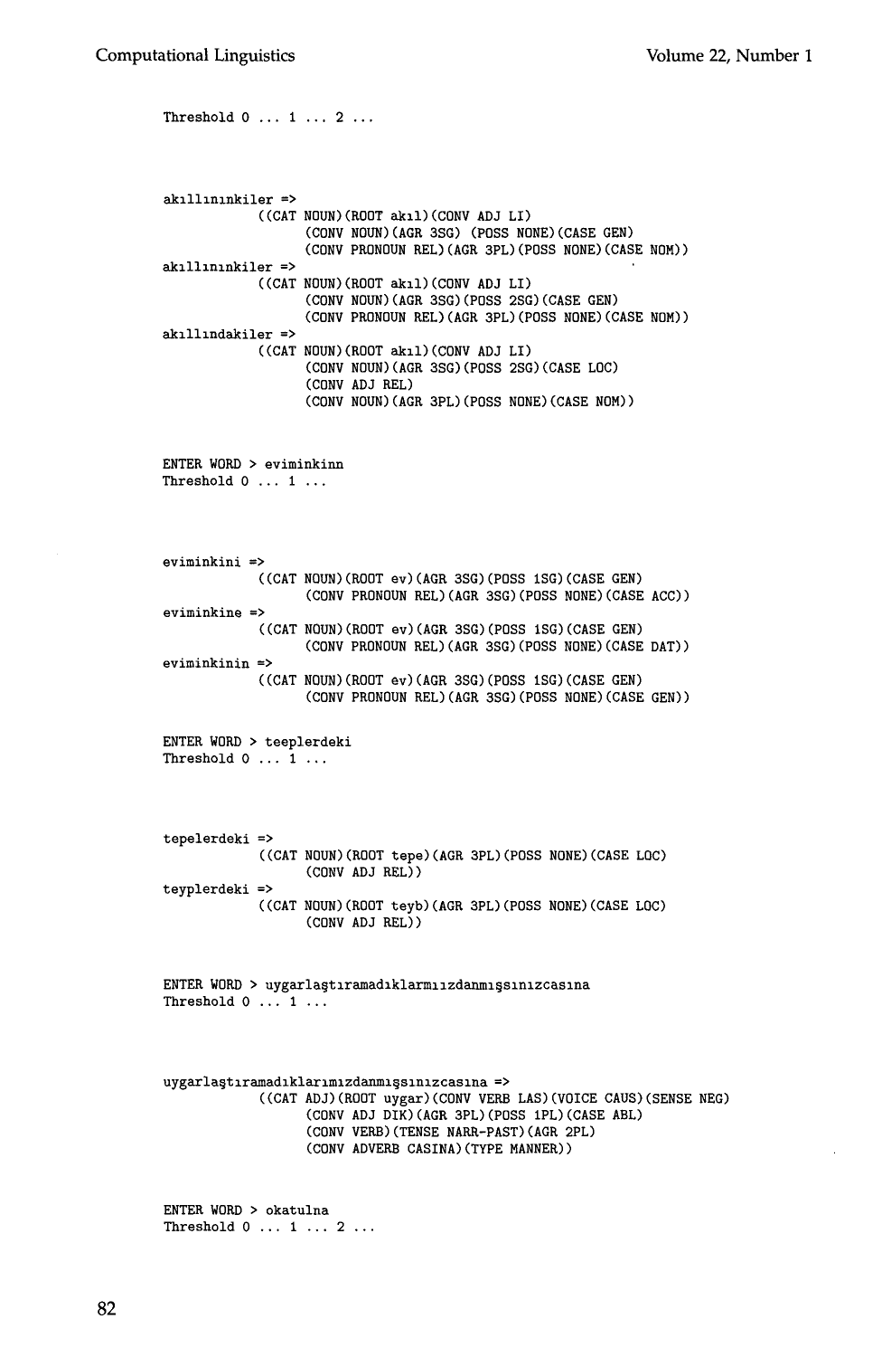```
Threshold 0 ... 1 ... 2 ...




akıllınınkiler =>
            ((CAT NOUN)(ROOT akıl)(CONV ADJ LI)
                  (CONV NOUN)(AGR 3SG) (POSS NONE)(CASE GEN)
                  (CONV PRONOUN REL)(AGR 3PL)(POSS NONE)(CASE NOM))
akıllınınkiler =>
            ((CAT NOUN)(ROOT akıl)(CONV ADJ LI)
                  (CONV NOUN)(AGR 3SG)(POSS 2SG)(CASE GEN)
                  (CONV PRONOUN REL)(AGR 3PL)(POSS NONE)(CASE NOM))
akıllındakiler =>
            ((CAT NOUN)(ROOT akıl)(CONV ADJ LI)
                  (CONV NOUN)(AGR 3SG)(POSS 2SG)(CASE LOC)
                  (CONV ADJ REL)
                  (CONV NOUN)(AGR 3PL)(POSS NONE)(CASE NOM))


ENTER WORD > eviminkinn
Threshold 0 ... 1 ...




eviminkini =>
            ((CAT NOUN)(ROOT ev)(AGR 3SG)(POSS 1SG)(CASE GEN)
                  (CONV PRONOUN REL)(AGR 3SG)(POSS NONE)(CASE ACC))
eviminkine =>
            ((CAT NOUN)(ROOT ev)(AGR 3SG)(POSS 1SG)(CASE GEN)
                  (CONV PRONOUN REL)(AGR 3SG)(POSS NONE)(CASE DAT))
eviminkinin =>
            ((CAT NOUN)(ROOT ev)(AGR 3SG)(POSS 1SG)(CASE GEN)
                  (CONV PRONOUN REL)(AGR 3SG)(POSS NONE)(CASE GEN))


ENTER WORD > teeplerdeki
Threshold 0 ... 1 ...




tepelerdeki =>
            ((CAT NOUN)(ROOT tepe)(AGR 3PL)(POSS NONE)(CASE LOC)
                  (CONV ADJ REL))
teyplerdeki =>
            ((CAT NOUN)(ROOT teyb)(AGR 3PL)(POSS NONE)(CASE LOC)
                  (CONV ADJ REL))


ENTER WORD > uygarlaştıramadıklarmıızdanmışsınızcasına
Threshold 0 ... 1 ...




uygarlaştıramadıklarımızdanmışsınızcasına =>
            ((CAT ADJ)(ROOT uygar)(CONV VERB LAS)(VOICE CAUS)(SENSE NEG)
                  (CONV ADJ DIK)(AGR 3PL)(POSS 1PL)(CASE ABL)
                  (CONV VERB)(TENSE NARR-PAST)(AGR 2PL)
                  (CONV ADVERB CASINA)(TYPE MANNER))


ENTER WORD > okatulna
Threshold 0 ... 1 ... 2 ...
```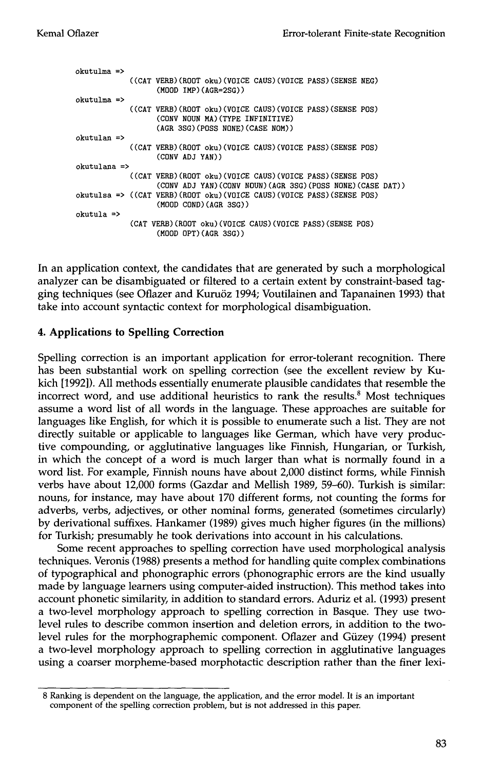```
okutulma =>
            ((CAT VERB)(ROOT oku)(VOICE CAUS)(VOICE PASS)(SENSE NEG)
                  (MOOD IMP)(AGR=2SG))
okutulma =>
            ((CAT VERB)(ROOT oku)(VOICE CAUS)(VOICE PASS)(SENSE POS)
                  (CONV NOUN MA)(TYPE INFINITIVE)
                  (AGR 3SG)(POSS NONE)(CASE NOM))
okutulan =>
            ((CAT VERB)(ROOT oku)(VOICE CAUS)(VOICE PASS)(SENSE POS)
                  (CONV ADJ YAN))
okutulana =>
            ((CAT VERB)(ROOT oku)(VOICE CAUS)(VOICE PASS)(SENSE POS)
                  (CONV ADJ YAN)(CONV NOUN)(AGR 3SG)(POSS NONE)(CASE DAT))
okutulsa => ((CAT VERB)(ROOT oku)(VOICE CAUS)(VOICE PASS)(SENSE POS)
                  (MOOD COND)(AGR 3SG))
okutula =>
            (CAT VERB)(ROOT oku)(VOICE CAUS)(VOICE PASS)(SENSE POS)
                  (MOOD OPT)(AGR 3SG))
```

In an application context, the candidates that are generated by such a morphological analyzer can be disambiguated or filtered to a certain extent by constraint-based tagging techniques (see Oflazer and Kuruöz 1994; Voutilainen and Tapanainen 1993) that take into account syntactic context for morphological disambiguation.

## 4. Applications to Spelling Correction

Spelling correction is an important application for error-tolerant recognition. There has been substantial work on spelling correction (see the excellent review by Kukich [1992]). All methods essentially enumerate plausible candidates that resemble the incorrect word, and use additional heuristics to rank the results.[8] Most techniques assume a word list of all words in the language. These approaches are suitable for languages like English, for which it is possible to enumerate such a list. They are not directly suitable or applicable to languages like German, which have very productive compounding, or agglutinative languages like Finnish, Hungarian, or Turkish, in which the concept of a word is much larger than what is normally found in a word list. For example, Finnish nouns have about 2,000 distinct forms, while Finnish verbs have about 12,000 forms (Gazdar and Mellish 1989, 59–60). Turkish is similar: nouns, for instance, may have about 170 different forms, not counting the forms for adverbs, verbs, adjectives, or other nominal forms, generated (sometimes circularly) by derivational suffixes. Hankamer (1989) gives much higher figures (in the millions) for Turkish; presumably he took derivations into account in his calculations.

Some recent approaches to spelling correction have used morphological analysis techniques. Veronis (1988) presents a method for handling quite complex combinations of typographical and phonographic errors (phonographic errors are the kind usually made by language learners using computer-aided instruction). This method takes into account phonetic similarity, in addition to standard errors. Aduriz et al. (1993) present a two-level morphology approach to spelling correction in Basque. They use two-level rules to describe common insertion and deletion errors, in addition to the two-level rules for the morphographemic component. Oflazer and Güzey (1994) present a two-level morphology approach to spelling correction in agglutinative languages using a coarser morpheme-based morphotactic description rather than the finer lexi-

8 Ranking is dependent on the language, the application, and the error model. It is an important component of the spelling correction problem, but is not addressed in this paper.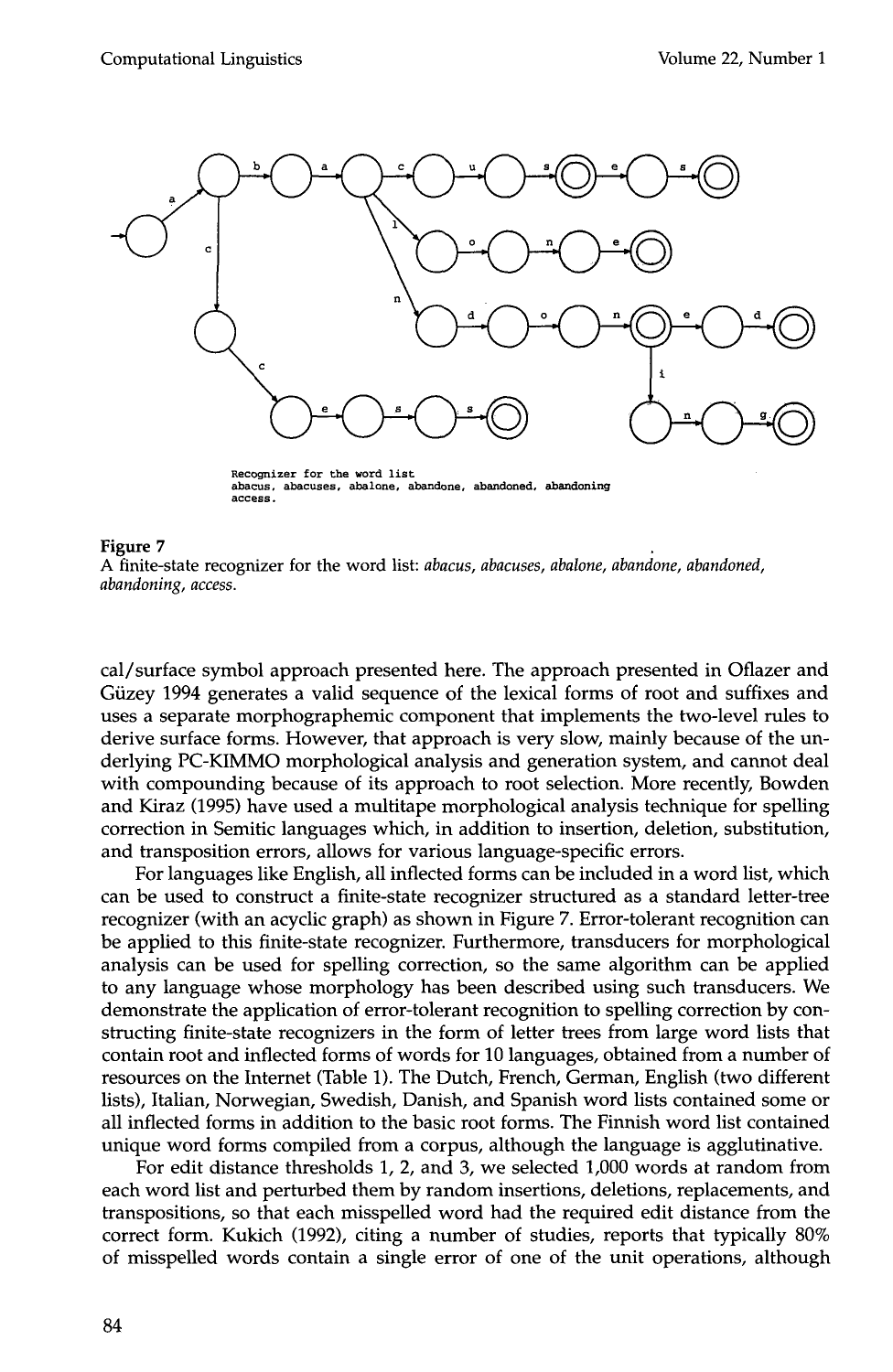Recognizer for the word list
abacus, abacuses, abalone, abandone, abandoned, abandoning
access.

**Figure 7**
A finite-state recognizer for the word list: *abacus, abacuses, abalone, abandone, abandoned, abandoning, access.*

cal/surface symbol approach presented here. The approach presented in Oflazer and Güzey 1994 generates a valid sequence of the lexical forms of root and suffixes and uses a separate morphographemic component that implements the two-level rules to derive surface forms. However, that approach is very slow, mainly because of the underlying PC-KIMMO morphological analysis and generation system, and cannot deal with compounding because of its approach to root selection. More recently, Bowden and Kiraz (1995) have used a multitape morphological analysis technique for spelling correction in Semitic languages which, in addition to insertion, deletion, substitution, and transposition errors, allows for various language-specific errors.

For languages like English, all inflected forms can be included in a word list, which can be used to construct a finite-state recognizer structured as a standard letter-tree recognizer (with an acyclic graph) as shown in Figure 7. Error-tolerant recognition can be applied to this finite-state recognizer. Furthermore, transducers for morphological analysis can be used for spelling correction, so the same algorithm can be applied to any language whose morphology has been described using such transducers. We demonstrate the application of error-tolerant recognition to spelling correction by constructing finite-state recognizers in the form of letter trees from large word lists that contain root and inflected forms of words for 10 languages, obtained from a number of resources on the Internet (Table 1). The Dutch, French, German, English (two different lists), Italian, Norwegian, Swedish, Danish, and Spanish word lists contained some or all inflected forms in addition to the basic root forms. The Finnish word list contained unique word forms compiled from a corpus, although the language is agglutinative.

For edit distance thresholds 1, 2, and 3, we selected 1,000 words at random from each word list and perturbed them by random insertions, deletions, replacements, and transpositions, so that each misspelled word had the required edit distance from the correct form. Kukich (1992), citing a number of studies, reports that typically 80% of misspelled words contain a single error of one of the unit operations, although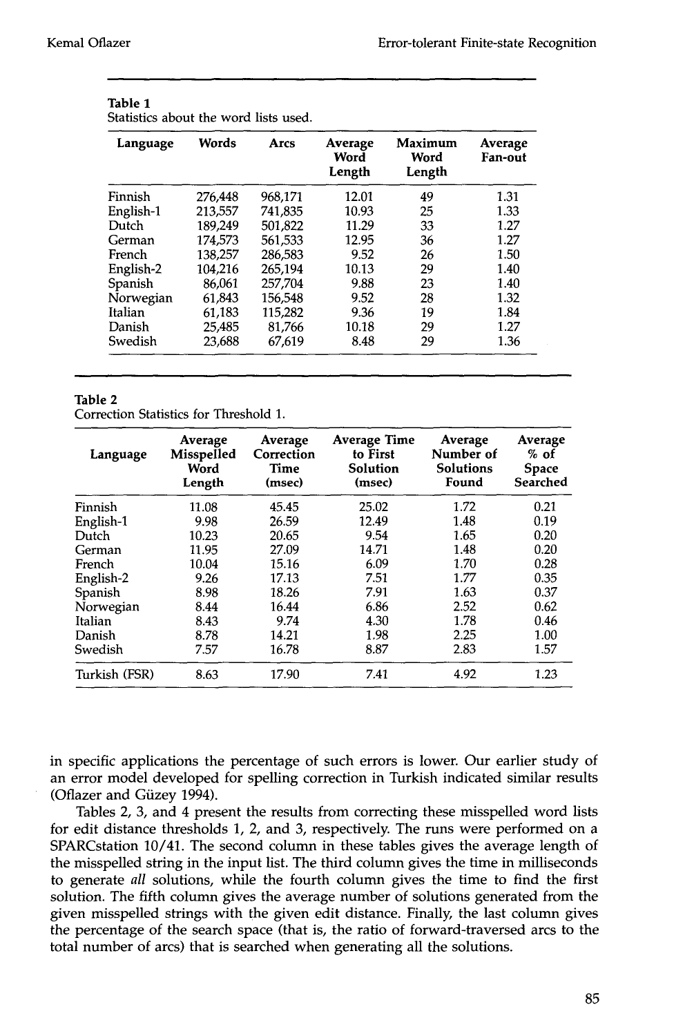**Table 1**
Statistics about the word lists used.

| Language | Words | Arcs | Average Word Length | Maximum Word Length | Average Fan-out |
|---|---|---|---|---|---|
| Finnish | 276,448 | 968,171 | 12.01 | 49 | 1.31 |
| English-1 | 213,557 | 741,835 | 10.93 | 25 | 1.33 |
| Dutch | 189,249 | 501,822 | 11.29 | 33 | 1.27 |
| German | 174,573 | 561,533 | 12.95 | 36 | 1.27 |
| French | 138,257 | 286,583 | 9.52 | 26 | 1.50 |
| English-2 | 104,216 | 265,194 | 10.13 | 29 | 1.40 |
| Spanish | 86,061 | 257,704 | 9.88 | 23 | 1.40 |
| Norwegian | 61,843 | 156,548 | 9.52 | 28 | 1.32 |
| Italian | 61,183 | 115,282 | 9.36 | 19 | 1.84 |
| Danish | 25,485 | 81,766 | 10.18 | 29 | 1.27 |
| Swedish | 23,688 | 67,619 | 8.48 | 29 | 1.36 |

**Table 2**
Correction Statistics for Threshold 1.

| Language | Average Misspelled Word Length | Average Correction Time (msec) | Average Time to First Solution (msec) | Average Number of Solutions Found | Average % of Space Searched |
|---|---|---|---|---|---|
| Finnish | 11.08 | 45.45 | 25.02 | 1.72 | 0.21 |
| English-1 | 9.98 | 26.59 | 12.49 | 1.48 | 0.19 |
| Dutch | 10.23 | 20.65 | 9.54 | 1.65 | 0.20 |
| German | 11.95 | 27.09 | 14.71 | 1.48 | 0.20 |
| French | 10.04 | 15.16 | 6.09 | 1.70 | 0.28 |
| English-2 | 9.26 | 17.13 | 7.51 | 1.77 | 0.35 |
| Spanish | 8.98 | 18.26 | 7.91 | 1.63 | 0.37 |
| Norwegian | 8.44 | 16.44 | 6.86 | 2.52 | 0.62 |
| Italian | 8.43 | 9.74 | 4.30 | 1.78 | 0.46 |
| Danish | 8.78 | 14.21 | 1.98 | 2.25 | 1.00 |
| Swedish | 7.57 | 16.78 | 8.87 | 2.83 | 1.57 |
| Turkish (FSR) | 8.63 | 17.90 | 7.41 | 4.92 | 1.23 |

in specific applications the percentage of such errors is lower. Our earlier study of an error model developed for spelling correction in Turkish indicated similar results (Oflazer and Güzey 1994).

Tables 2, 3, and 4 present the results from correcting these misspelled word lists for edit distance thresholds 1, 2, and 3, respectively. The runs were performed on a SPARCstation 10/41. The second column in these tables gives the average length of the misspelled string in the input list. The third column gives the time in milliseconds to generate *all* solutions, while the fourth column gives the time to find the first solution. The fifth column gives the average number of solutions generated from the given misspelled strings with the given edit distance. Finally, the last column gives the percentage of the search space (that is, the ratio of forward-traversed arcs to the total number of arcs) that is searched when generating all the solutions.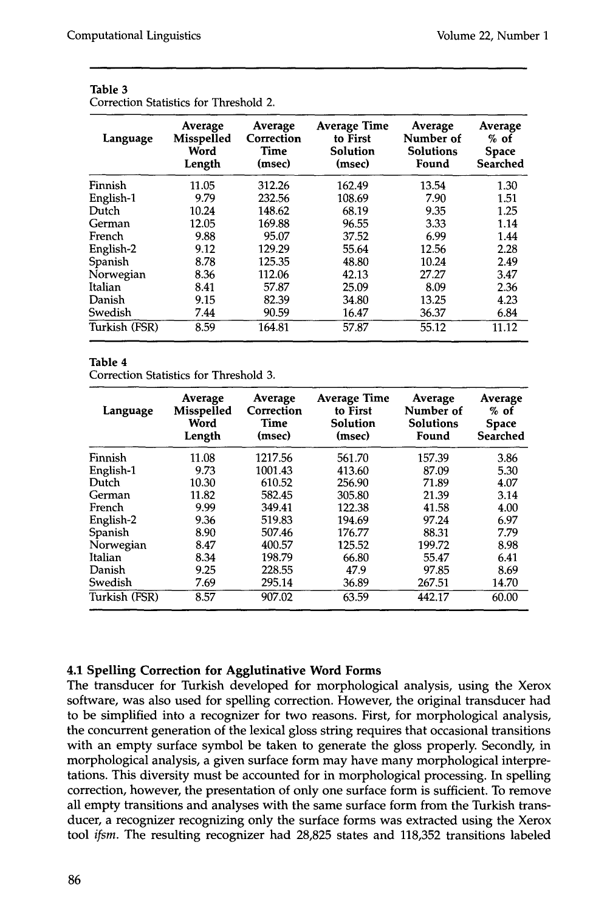Table 3
Correction Statistics for Threshold 2.

| Language | Average Misspelled Word Length | Average Correction Time (msec) | Average Time to First Solution (msec) | Average Number of Solutions Found | Average % of Space Searched |
|---|---|---|---|---|---|
| Finnish | 11.05 | 312.26 | 162.49 | 13.54 | 1.30 |
| English-1 | 9.79 | 232.56 | 108.69 | 7.90 | 1.51 |
| Dutch | 10.24 | 148.62 | 68.19 | 9.35 | 1.25 |
| German | 12.05 | 169.88 | 96.55 | 3.33 | 1.14 |
| French | 9.88 | 95.07 | 37.52 | 6.99 | 1.44 |
| English-2 | 9.12 | 129.29 | 55.64 | 12.56 | 2.28 |
| Spanish | 8.78 | 125.35 | 48.80 | 10.24 | 2.49 |
| Norwegian | 8.36 | 112.06 | 42.13 | 27.27 | 3.47 |
| Italian | 8.41 | 57.87 | 25.09 | 8.09 | 2.36 |
| Danish | 9.15 | 82.39 | 34.80 | 13.25 | 4.23 |
| Swedish | 7.44 | 90.59 | 16.47 | 36.37 | 6.84 |
| Turkish (FSR) | 8.59 | 164.81 | 57.87 | 55.12 | 11.12 |

Table 4
Correction Statistics for Threshold 3.

| Language | Average Misspelled Word Length | Average Correction Time (msec) | Average Time to First Solution (msec) | Average Number of Solutions Found | Average % of Space Searched |
|---|---|---|---|---|---|
| Finnish | 11.08 | 1217.56 | 561.70 | 157.39 | 3.86 |
| English-1 | 9.73 | 1001.43 | 413.60 | 87.09 | 5.30 |
| Dutch | 10.30 | 610.52 | 256.90 | 71.89 | 4.07 |
| German | 11.82 | 582.45 | 305.80 | 21.39 | 3.14 |
| French | 9.99 | 349.41 | 122.38 | 41.58 | 4.00 |
| English-2 | 9.36 | 519.83 | 194.69 | 97.24 | 6.97 |
| Spanish | 8.90 | 507.46 | 176.77 | 88.31 | 7.79 |
| Norwegian | 8.47 | 400.57 | 125.52 | 199.72 | 8.98 |
| Italian | 8.34 | 198.79 | 66.80 | 55.47 | 6.41 |
| Danish | 9.25 | 228.55 | 47.9 | 97.85 | 8.69 |
| Swedish | 7.69 | 295.14 | 36.89 | 267.51 | 14.70 |
| Turkish (FSR) | 8.57 | 907.02 | 63.59 | 442.17 | 60.00 |

### 4.1 Spelling Correction for Agglutinative Word Forms

The transducer for Turkish developed for morphological analysis, using the Xerox software, was also used for spelling correction. However, the original transducer had to be simplified into a recognizer for two reasons. First, for morphological analysis, the concurrent generation of the lexical gloss string requires that occasional transitions with an empty surface symbol be taken to generate the gloss properly. Secondly, in morphological analysis, a given surface form may have many morphological interpretations. This diversity must be accounted for in morphological processing. In spelling correction, however, the presentation of only one surface form is sufficient. To remove all empty transitions and analyses with the same surface form from the Turkish transducer, a recognizer recognizing only the surface forms was extracted using the Xerox tool *ifsm*. The resulting recognizer had 28,825 states and 118,352 transitions labeled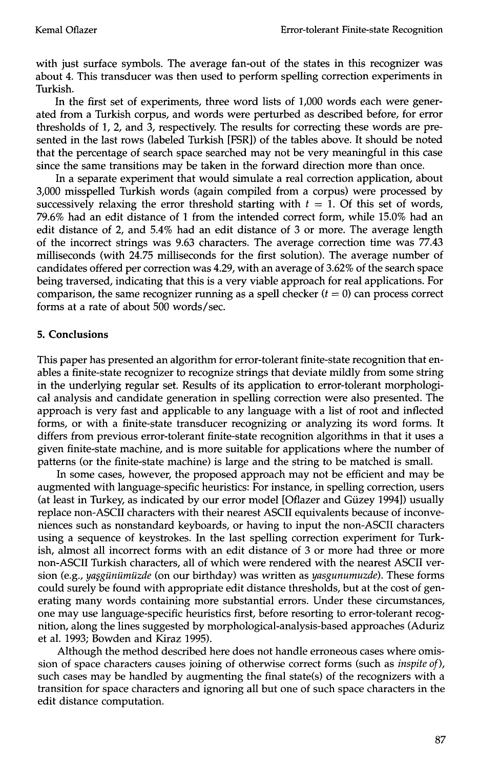with just surface symbols. The average fan-out of the states in this recognizer was about 4. This transducer was then used to perform spelling correction experiments in Turkish.

In the first set of experiments, three word lists of 1,000 words each were generated from a Turkish corpus, and words were perturbed as described before, for error thresholds of 1, 2, and 3, respectively. The results for correcting these words are presented in the last rows (labeled Turkish [FSR]) of the tables above. It should be noted that the percentage of search space searched may not be very meaningful in this case since the same transitions may be taken in the forward direction more than once.

In a separate experiment that would simulate a real correction application, about 3,000 misspelled Turkish words (again compiled from a corpus) were processed by successively relaxing the error threshold starting with $t = 1$. Of this set of words, 79.6% had an edit distance of 1 from the intended correct form, while 15.0% had an edit distance of 2, and 5.4% had an edit distance of 3 or more. The average length of the incorrect strings was 9.63 characters. The average correction time was 77.43 milliseconds (with 24.75 milliseconds for the first solution). The average number of candidates offered per correction was 4.29, with an average of 3.62% of the search space being traversed, indicating that this is a very viable approach for real applications. For comparison, the same recognizer running as a spell checker ($t = 0$) can process correct forms at a rate of about 500 words/sec.

## 5. Conclusions

This paper has presented an algorithm for error-tolerant finite-state recognition that enables a finite-state recognizer to recognize strings that deviate mildly from some string in the underlying regular set. Results of its application to error-tolerant morphological analysis and candidate generation in spelling correction were also presented. The approach is very fast and applicable to any language with a list of root and inflected forms, or with a finite-state transducer recognizing or analyzing its word forms. It differs from previous error-tolerant finite-state recognition algorithms in that it uses a given finite-state machine, and is more suitable for applications where the number of patterns (or the finite-state machine) is large and the string to be matched is small.

In some cases, however, the proposed approach may not be efficient and may be augmented with language-specific heuristics: For instance, in spelling correction, users (at least in Turkey, as indicated by our error model [Oflazer and Güzey 1994]) usually replace non-ASCII characters with their nearest ASCII equivalents because of inconveniences such as nonstandard keyboards, or having to input the non-ASCII characters using a sequence of keystrokes. In the last spelling correction experiment for Turkish, almost all incorrect forms with an edit distance of 3 or more had three or more non-ASCII Turkish characters, all of which were rendered with the nearest ASCII version (e.g., *yaşgünümüzde* (on our birthday) was written as *yasgunumuzde*). These forms could surely be found with appropriate edit distance thresholds, but at the cost of generating many words containing more substantial errors. Under these circumstances, one may use language-specific heuristics first, before resorting to error-tolerant recognition, along the lines suggested by morphological-analysis-based approaches (Aduriz et al. 1993; Bowden and Kiraz 1995).

Although the method described here does not handle erroneous cases where omission of space characters causes joining of otherwise correct forms (such as *inspite of*), such cases may be handled by augmenting the final state(s) of the recognizers with a transition for space characters and ignoring all but one of such space characters in the edit distance computation.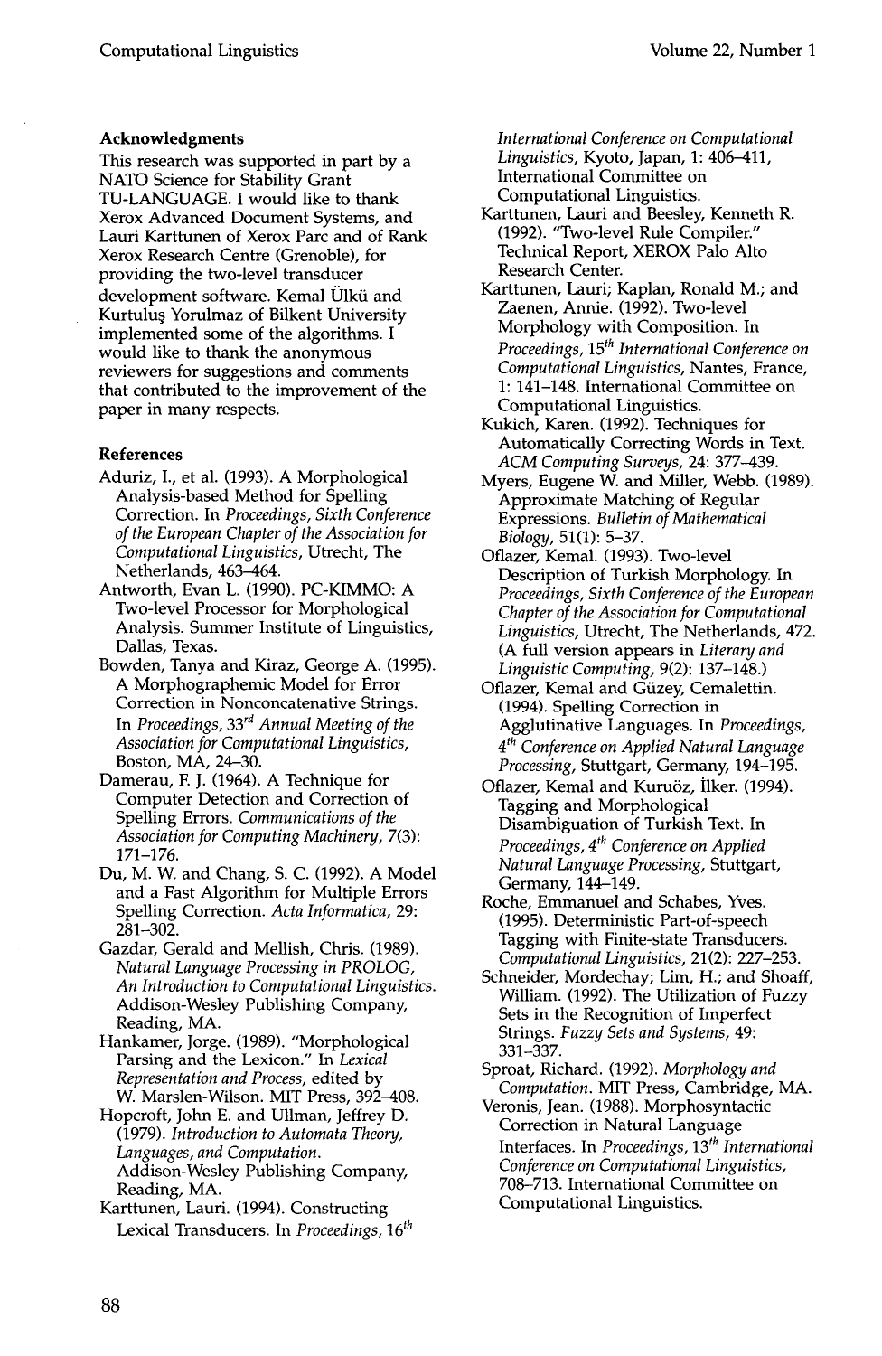#### Acknowledgments

This research was supported in part by a NATO Science for Stability Grant TU-LANGUAGE. I would like to thank Xerox Advanced Document Systems, and Lauri Karttunen of Xerox Parc and of Rank Xerox Research Centre (Grenoble), for providing the two-level transducer development software. Kemal Ülkü and Kurtuluş Yorulmaz of Bilkent University implemented some of the algorithms. I would like to thank the anonymous reviewers for suggestions and comments that contributed to the improvement of the paper in many respects.

#### References

Aduriz, I., et al. (1993). A Morphological Analysis-based Method for Spelling Correction. In *Proceedings, Sixth Conference of the European Chapter of the Association for Computational Linguistics*, Utrecht, The Netherlands, 463–464.

Antworth, Evan L. (1990). PC-KIMMO: A Two-level Processor for Morphological Analysis. Summer Institute of Linguistics, Dallas, Texas.

Bowden, Tanya and Kiraz, George A. (1995). A Morphographemic Model for Error Correction in Nonconcatenative Strings. In *Proceedings, 33rd Annual Meeting of the Association for Computational Linguistics*, Boston, MA, 24–30.

Damerau, F. J. (1964). A Technique for Computer Detection and Correction of Spelling Errors. *Communications of the Association for Computing Machinery*, 7(3): 171–176.

Du, M. W. and Chang, S. C. (1992). A Model and a Fast Algorithm for Multiple Errors Spelling Correction. *Acta Informatica*, 29: 281–302.

Gazdar, Gerald and Mellish, Chris. (1989). *Natural Language Processing in PROLOG, An Introduction to Computational Linguistics*. Addison-Wesley Publishing Company, Reading, MA.

Hankamer, Jorge. (1989). "Morphological Parsing and the Lexicon." In *Lexical Representation and Process*, edited by W. Marslen-Wilson. MIT Press, 392–408.

Hopcroft, John E. and Ullman, Jeffrey D. (1979). *Introduction to Automata Theory, Languages, and Computation*. Addison-Wesley Publishing Company, Reading, MA.

Karttunen, Lauri. (1994). Constructing Lexical Transducers. In *Proceedings, 16th International Conference on Computational Linguistics*, Kyoto, Japan, 1: 406–411, International Committee on Computational Linguistics.

Karttunen, Lauri and Beesley, Kenneth R. (1992). "Two-level Rule Compiler." Technical Report, XEROX Palo Alto Research Center.

Karttunen, Lauri; Kaplan, Ronald M.; and Zaenen, Annie. (1992). Two-level Morphology with Composition. In *Proceedings, 15th International Conference on Computational Linguistics*, Nantes, France, 1: 141–148. International Committee on Computational Linguistics.

Kukich, Karen. (1992). Techniques for Automatically Correcting Words in Text. *ACM Computing Surveys*, 24: 377–439.

Myers, Eugene W. and Miller, Webb. (1989). Approximate Matching of Regular Expressions. *Bulletin of Mathematical Biology*, 51(1): 5–37.

Oflazer, Kemal. (1993). Two-level Description of Turkish Morphology. In *Proceedings, Sixth Conference of the European Chapter of the Association for Computational Linguistics*, Utrecht, The Netherlands, 472. (A full version appears in *Literary and Linguistic Computing*, 9(2): 137–148.)

Oflazer, Kemal and Güzey, Cemalettin. (1994). Spelling Correction in Agglutinative Languages. In *Proceedings, 4th Conference on Applied Natural Language Processing*, Stuttgart, Germany, 194–195.

Oflazer, Kemal and Kuruöz, İlker. (1994). Tagging and Morphological Disambiguation of Turkish Text. In *Proceedings, 4th Conference on Applied Natural Language Processing*, Stuttgart, Germany, 144–149.

Roche, Emmanuel and Schabes, Yves. (1995). Deterministic Part-of-speech Tagging with Finite-state Transducers. *Computational Linguistics*, 21(2): 227–253.

Schneider, Mordechay; Lim, H.; and Shoaff, William. (1992). The Utilization of Fuzzy Sets in the Recognition of Imperfect Strings. *Fuzzy Sets and Systems*, 49: 331–337.

Sproat, Richard. (1992). *Morphology and Computation*. MIT Press, Cambridge, MA.

Veronis, Jean. (1988). Morphosyntactic Correction in Natural Language Interfaces. In *Proceedings, 13th International Conference on Computational Linguistics*, 708–713. International Committee on Computational Linguistics.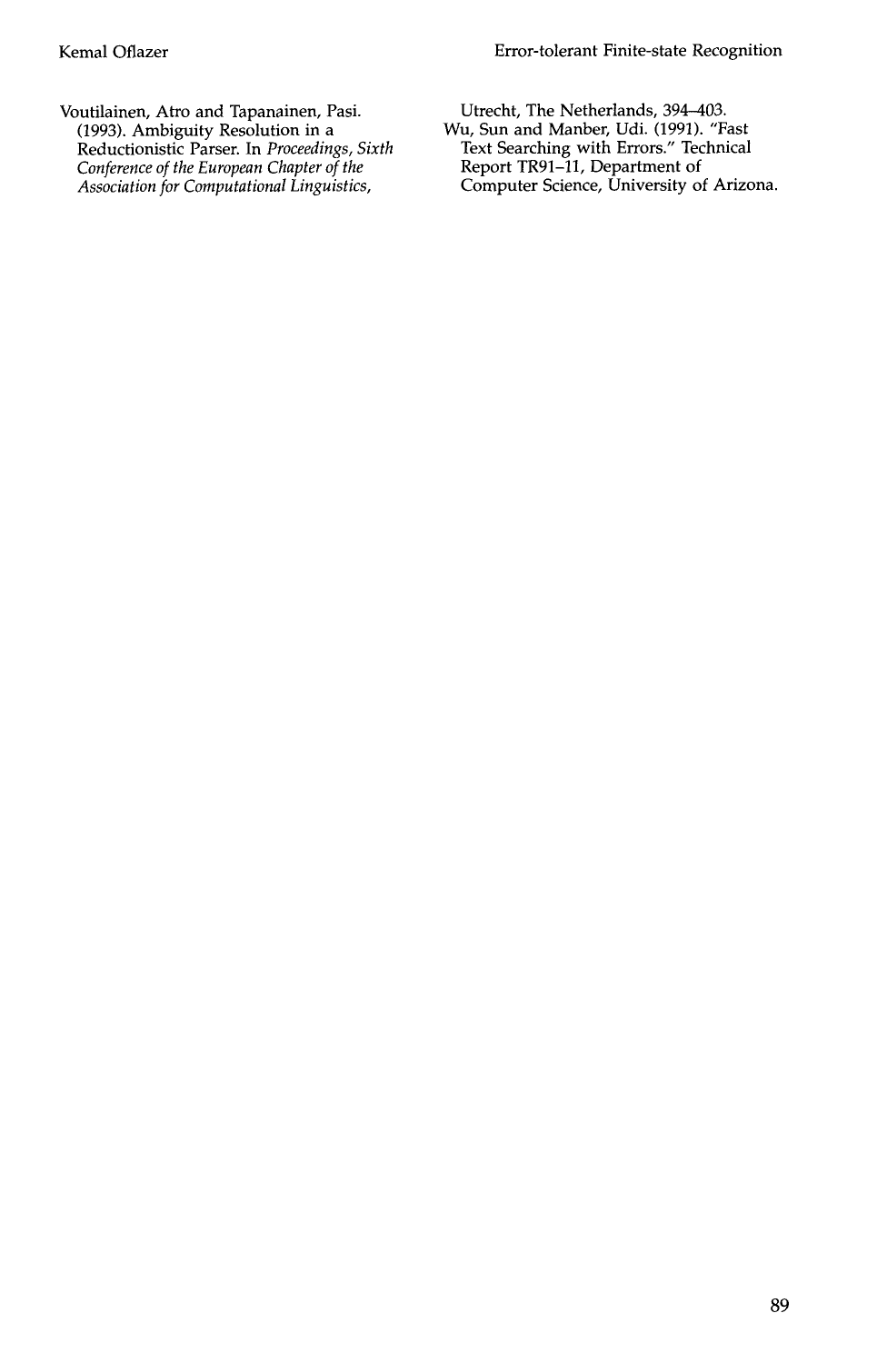Voutilainen, Atro and Tapanainen, Pasi. (1993). Ambiguity Resolution in a Reductionistic Parser. In *Proceedings, Sixth Conference of the European Chapter of the Association for Computational Linguistics*, Utrecht, The Netherlands, 394–403.

Wu, Sun and Manber, Udi. (1991). "Fast Text Searching with Errors." Technical Report TR91–11, Department of Computer Science, University of Arizona.